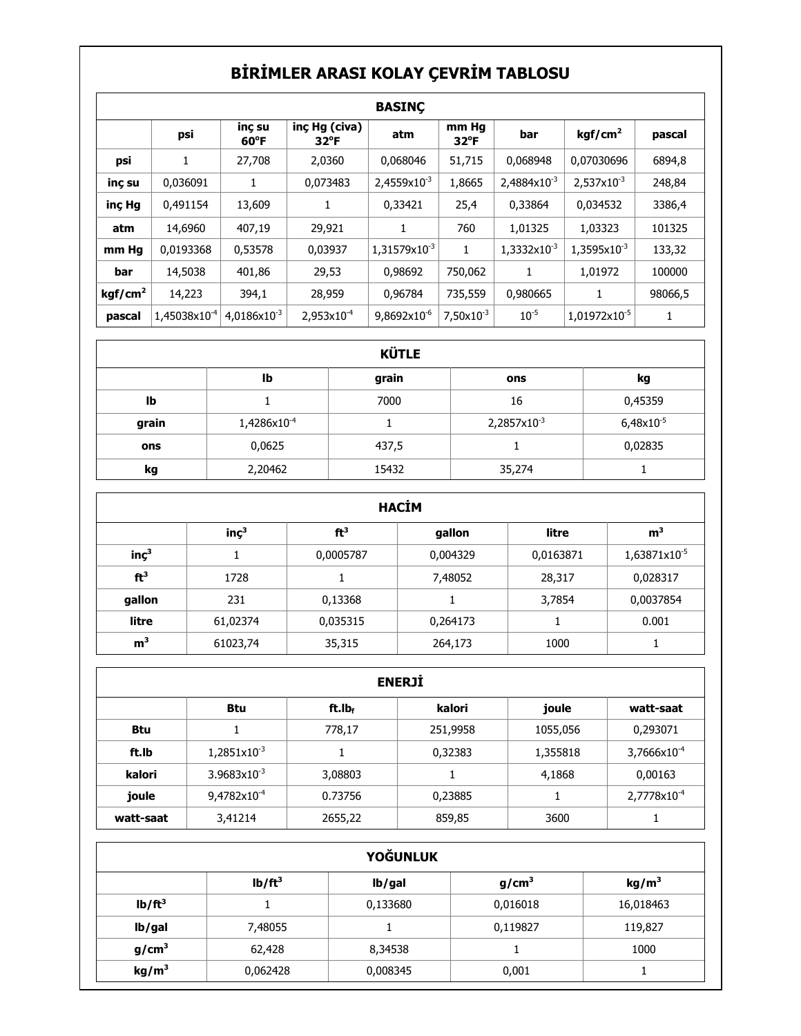# BİRİMLER ARASI KOLAY ÇEVRİM TABLOSU

| BASINÇ | | | | | | | | |
|---|---|---|---|---|---|---|---|---|
| | psi | inç su 60°F | inç Hg (civa) 32°F | atm | mm Hg 32°F | bar | kgf/cm$^2$ | pascal |
| **psi** | 1 | 27,708 | 2,0360 | 0,068046 | 51,715 | 0,068948 | 0,07030696 | 6894,8 |
| **inç su** | 0,036091 | 1 | 0,073483 | 2,4559x10$^{-3}$ | 1,8665 | 2,4884x10$^{-3}$ | 2,537x10$^{-3}$ | 248,84 |
| **inç Hg** | 0,491154 | 13,609 | 1 | 0,33421 | 25,4 | 0,33864 | 0,034532 | 3386,4 |
| **atm** | 14,6960 | 407,19 | 29,921 | 1 | 760 | 1,01325 | 1,03323 | 101325 |
| **mm Hg** | 0,0193368 | 0,53578 | 0,03937 | 1,31579x10$^{-3}$ | 1 | 1,3332x10$^{-3}$ | 1,3595x10$^{-3}$ | 133,32 |
| **bar** | 14,5038 | 401,86 | 29,53 | 0,98692 | 750,062 | 1 | 1,01972 | 100000 |
| **kgf/cm$^2$** | 14,223 | 394,1 | 28,959 | 0,96784 | 735,559 | 0,980665 | 1 | 98066,5 |
| **pascal** | 1,45038x10$^{-4}$ | 4,0186x10$^{-3}$ | 2,953x10$^{-4}$ | 9,8692x10$^{-6}$ | 7,50x10$^{-3}$ | 10$^{-5}$ | 1,01972x10$^{-5}$ | 1 |

| KÜTLE | | | | |
|---|---|---|---|---|
| | lb | grain | ons | kg |
| **lb** | 1 | 7000 | 16 | 0,45359 |
| **grain** | 1,4286x10$^{-4}$ | 1 | 2,2857x10$^{-3}$ | 6,48x10$^{-5}$ |
| **ons** | 0,0625 | 437,5 | 1 | 0,02835 |
| **kg** | 2,20462 | 15432 | 35,274 | 1 |

| HACİM | | | | | |
|---|---|---|---|---|---|
| | inç$^3$ | ft$^3$ | gallon | litre | m$^3$ |
| **inç$^3$** | 1 | 0,0005787 | 0,004329 | 0,0163871 | 1,63871x10$^{-5}$ |
| **ft$^3$** | 1728 | 1 | 7,48052 | 28,317 | 0,028317 |
| **gallon** | 231 | 0,13368 | 1 | 3,7854 | 0,0037854 |
| **litre** | 61,02374 | 0,035315 | 0,264173 | 1 | 0.001 |
| **m$^3$** | 61023,74 | 35,315 | 264,173 | 1000 | 1 |

| ENERJİ | | | | | |
|---|---|---|---|---|---|
| | Btu | ft.lb$_f$ | kalori | joule | watt-saat |
| **Btu** | 1 | 778,17 | 251,9958 | 1055,056 | 0,293071 |
| **ft.lb** | 1,2851x10$^{-3}$ | 1 | 0,32383 | 1,355818 | 3,7666x10$^{-4}$ |
| **kalori** | 3.9683x10$^{-3}$ | 3,08803 | 1 | 4,1868 | 0,00163 |
| **joule** | 9,4782x10$^{-4}$ | 0.73756 | 0,23885 | 1 | 2,7778x10$^{-4}$ |
| **watt-saat** | 3,41214 | 2655,22 | 859,85 | 3600 | 1 |

| YOĞUNLUK | | | | |
|---|---|---|---|---|
| | lb/ft$^3$ | lb/gal | g/cm$^3$ | kg/m$^3$ |
| **lb/ft$^3$** | 1 | 0,133680 | 0,016018 | 16,018463 |
| **lb/gal** | 7,48055 | 1 | 0,119827 | 119,827 |
| **g/cm$^3$** | 62,428 | 8,34538 | 1 | 1000 |
| **kg/m$^3$** | 0,062428 | 0,008345 | 0,001 | 1 |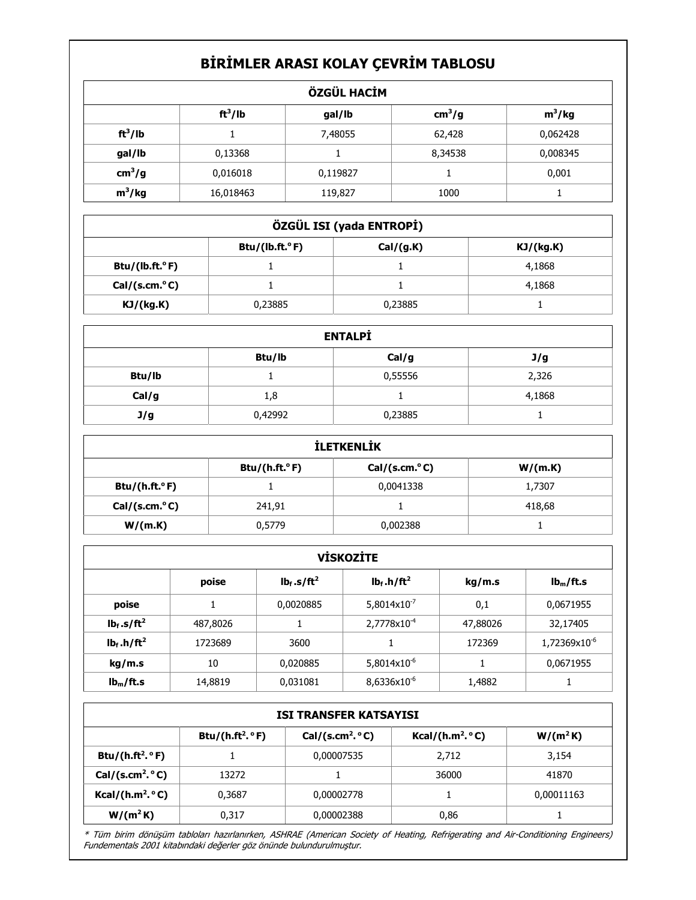# BİRİMLER ARASI KOLAY ÇEVRİM TABLOSU

| ÖZGÜL HACİM | | | | |
|---|---|---|---|---|
| | $ft^3/lb$ | gal/lb | $cm^3/g$ | $m^3/kg$ |
| **$ft^3/lb$** | 1 | 7,48055 | 62,428 | 0,062428 |
| **gal/lb** | 0,13368 | 1 | 8,34538 | 0,008345 |
| **$cm^3/g$** | 0,016018 | 0,119827 | 1 | 0,001 |
| **$m^3/kg$** | 16,018463 | 119,827 | 1000 | 1 |

| ÖZGÜL ISI (yada ENTROPİ) | | | |
|---|---|---|---|
| | Btu/(lb.ft.°F) | Cal/(g.K) | KJ/(kg.K) |
| **Btu/(lb.ft.°F)** | 1 | 1 | 4,1868 |
| **Cal/(s.cm.°C)** | 1 | 1 | 4,1868 |
| **KJ/(kg.K)** | 0,23885 | 0,23885 | 1 |

| ENTALPİ | | | |
|---|---|---|---|
| | Btu/lb | Cal/g | J/g |
| **Btu/lb** | 1 | 0,55556 | 2,326 |
| **Cal/g** | 1,8 | 1 | 4,1868 |
| **J/g** | 0,42992 | 0,23885 | 1 |

| İLETKENLİK | | | |
|---|---|---|---|
| | Btu/(h.ft.°F) | Cal/(s.cm.°C) | W/(m.K) |
| **Btu/(h.ft.°F)** | 1 | 0,0041338 | 1,7307 |
| **Cal/(s.cm.°C)** | 241,91 | 1 | 418,68 |
| **W/(m.K)** | 0,5779 | 0,002388 | 1 |

| VİSKOZİTE | | | | | |
|---|---|---|---|---|---|
| | poise | $lb_f.s/ft^2$ | $lb_f.h/ft^2$ | kg/m.s | $lb_m/ft.s$ |
| **poise** | 1 | 0,0020885 | $5,8014x10^{-7}$ | 0,1 | 0,0671955 |
| **$lb_f.s/ft^2$** | 487,8026 | 1 | $2,7778x10^{-4}$ | 47,88026 | 32,17405 |
| **$lb_f.h/ft^2$** | 1723689 | 3600 | 1 | 172369 | $1,72369x10^{-6}$ |
| **kg/m.s** | 10 | 0,020885 | $5,8014x10^{-6}$ | 1 | 0,0671955 |
| **$lb_m/ft.s$** | 14,8819 | 0,031081 | $8,6336x10^{-6}$ | 1,4882 | 1 |

| ISI TRANSFER KATSAYISI | | | | |
|---|---|---|---|---|
| | $Btu/(h.ft^2.°F)$ | $Cal/(s.cm^2.°C)$ | $Kcal/(h.m^2.°C)$ | $W/(m^2 K)$ |
| **$Btu/(h.ft^2.°F)$** | 1 | 0,00007535 | 2,712 | 3,154 |
| **$Cal/(s.cm^2.°C)$** | 13272 | 1 | 36000 | 41870 |
| **$Kcal/(h.m^2.°C)$** | 0,3687 | 0,00002778 | 1 | 0,00011163 |
| **$W/(m^2 K)$** | 0,317 | 0,00002388 | 0,86 | 1 |

*\* Tüm birim dönüşüm tabloları hazırlanırken, ASHRAE (American Society of Heating, Refrigerating and Air-Conditioning Engineers) Fundementals 2001 kitabındaki değerler göz önünde bulundurulmuştur.*